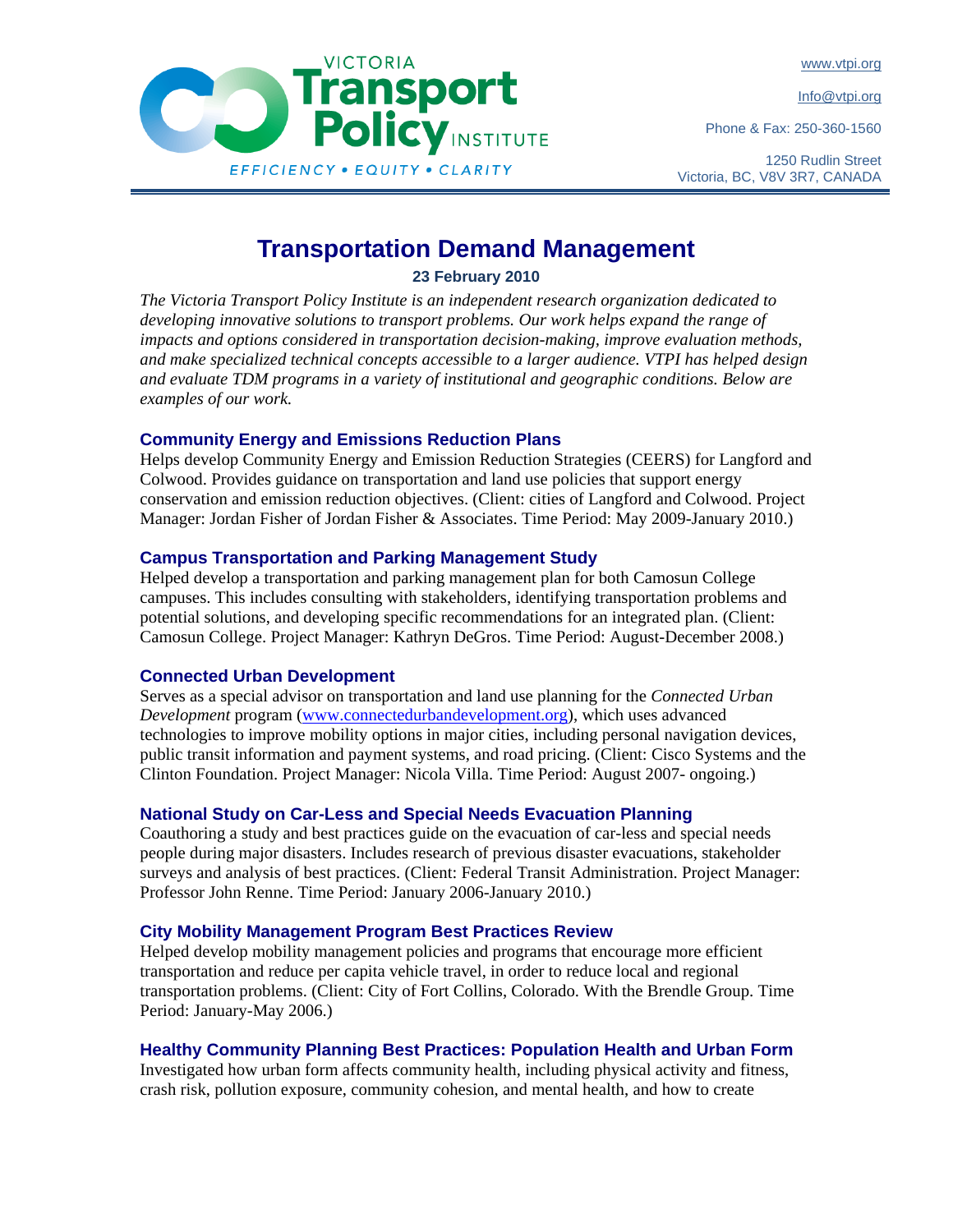VICTORIA Transport Policy INSTITUTE

EFFICIENCY • EQUITY • CLARITY

www.vtpi.org

Info@vtpi.org

Phone & Fax: 250-360-1560

1250 Rudlin Street
Victoria, BC, V8V 3R7, CANADA

# Transportation Demand Management

**23 February 2010**

*The Victoria Transport Policy Institute is an independent research organization dedicated to developing innovative solutions to transport problems. Our work helps expand the range of impacts and options considered in transportation decision-making, improve evaluation methods, and make specialized technical concepts accessible to a larger audience. VTPI has helped design and evaluate TDM programs in a variety of institutional and geographic conditions. Below are examples of our work.*

### Community Energy and Emissions Reduction Plans

Helps develop Community Energy and Emission Reduction Strategies (CEERS) for Langford and Colwood. Provides guidance on transportation and land use policies that support energy conservation and emission reduction objectives. (Client: cities of Langford and Colwood. Project Manager: Jordan Fisher of Jordan Fisher & Associates. Time Period: May 2009-January 2010.)

### Campus Transportation and Parking Management Study

Helped develop a transportation and parking management plan for both Camosun College campuses. This includes consulting with stakeholders, identifying transportation problems and potential solutions, and developing specific recommendations for an integrated plan. (Client: Camosun College. Project Manager: Kathryn DeGros. Time Period: August-December 2008.)

### Connected Urban Development

Serves as a special advisor on transportation and land use planning for the *Connected Urban Development* program (www.connectedurbandevelopment.org), which uses advanced technologies to improve mobility options in major cities, including personal navigation devices, public transit information and payment systems, and road pricing. (Client: Cisco Systems and the Clinton Foundation. Project Manager: Nicola Villa. Time Period: August 2007- ongoing.)

### National Study on Car-Less and Special Needs Evacuation Planning

Coauthoring a study and best practices guide on the evacuation of car-less and special needs people during major disasters. Includes research of previous disaster evacuations, stakeholder surveys and analysis of best practices. (Client: Federal Transit Administration. Project Manager: Professor John Renne. Time Period: January 2006-January 2010.)

### City Mobility Management Program Best Practices Review

Helped develop mobility management policies and programs that encourage more efficient transportation and reduce per capita vehicle travel, in order to reduce local and regional transportation problems. (Client: City of Fort Collins, Colorado. With the Brendle Group. Time Period: January-May 2006.)

### Healthy Community Planning Best Practices: Population Health and Urban Form

Investigated how urban form affects community health, including physical activity and fitness, crash risk, pollution exposure, community cohesion, and mental health, and how to create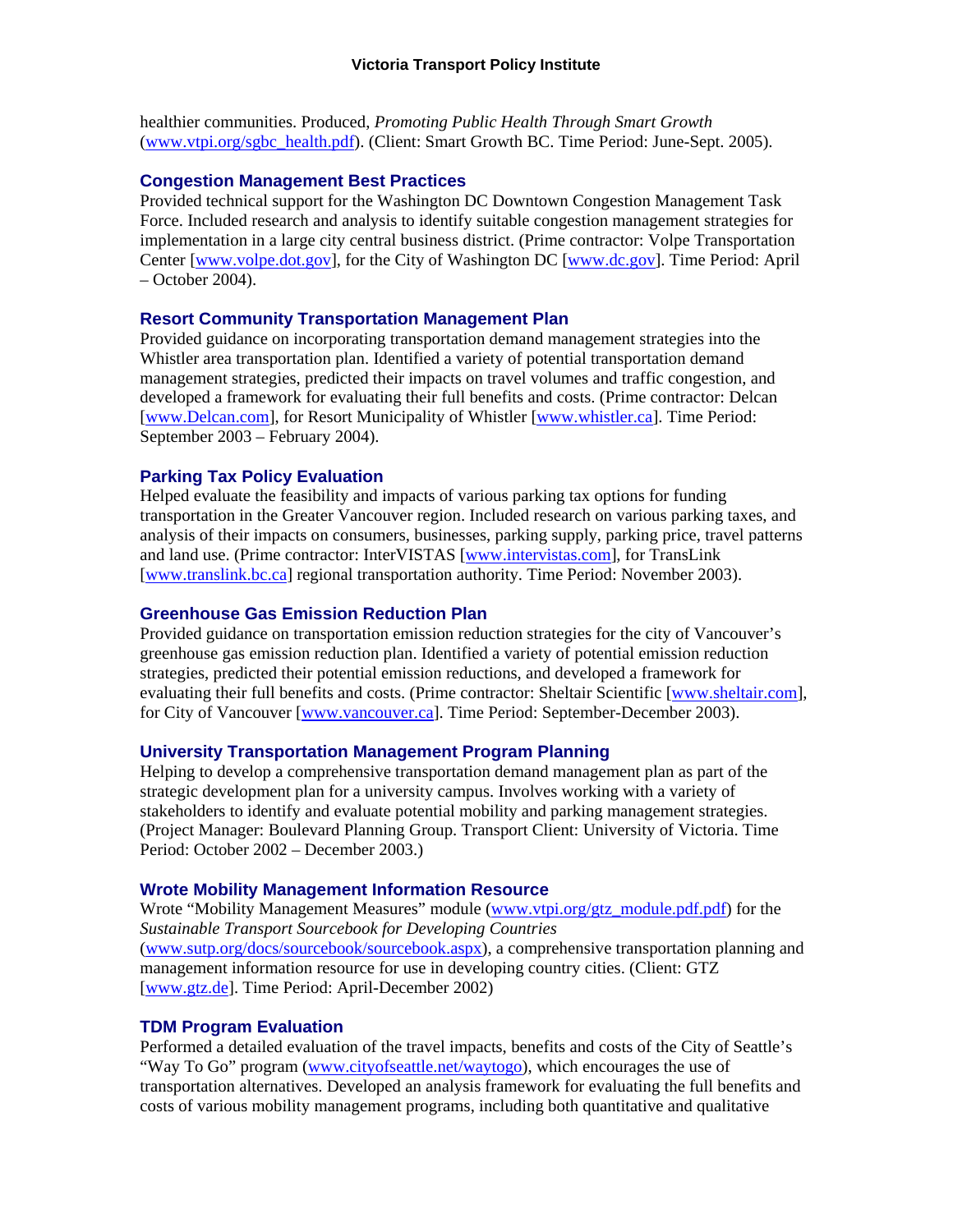healthier communities. Produced, *Promoting Public Health Through Smart Growth* (www.vtpi.org/sgbc_health.pdf). (Client: Smart Growth BC. Time Period: June-Sept. 2005).

### Congestion Management Best Practices

Provided technical support for the Washington DC Downtown Congestion Management Task Force. Included research and analysis to identify suitable congestion management strategies for implementation in a large city central business district. (Prime contractor: Volpe Transportation Center [www.volpe.dot.gov], for the City of Washington DC [www.dc.gov]. Time Period: April – October 2004).

### Resort Community Transportation Management Plan

Provided guidance on incorporating transportation demand management strategies into the Whistler area transportation plan. Identified a variety of potential transportation demand management strategies, predicted their impacts on travel volumes and traffic congestion, and developed a framework for evaluating their full benefits and costs. (Prime contractor: Delcan [www.Delcan.com], for Resort Municipality of Whistler [www.whistler.ca]. Time Period: September 2003 – February 2004).

### Parking Tax Policy Evaluation

Helped evaluate the feasibility and impacts of various parking tax options for funding transportation in the Greater Vancouver region. Included research on various parking taxes, and analysis of their impacts on consumers, businesses, parking supply, parking price, travel patterns and land use. (Prime contractor: InterVISTAS [www.intervistas.com], for TransLink [www.translink.bc.ca] regional transportation authority. Time Period: November 2003).

### Greenhouse Gas Emission Reduction Plan

Provided guidance on transportation emission reduction strategies for the city of Vancouver's greenhouse gas emission reduction plan. Identified a variety of potential emission reduction strategies, predicted their potential emission reductions, and developed a framework for evaluating their full benefits and costs. (Prime contractor: Sheltair Scientific [www.sheltair.com], for City of Vancouver [www.vancouver.ca]. Time Period: September-December 2003).

### University Transportation Management Program Planning

Helping to develop a comprehensive transportation demand management plan as part of the strategic development plan for a university campus. Involves working with a variety of stakeholders to identify and evaluate potential mobility and parking management strategies. (Project Manager: Boulevard Planning Group. Transport Client: University of Victoria. Time Period: October 2002 – December 2003.)

### Wrote Mobility Management Information Resource

Wrote "Mobility Management Measures" module (www.vtpi.org/gtz_module.pdf.pdf) for the *Sustainable Transport Sourcebook for Developing Countries* (www.sutp.org/docs/sourcebook/sourcebook.aspx), a comprehensive transportation planning and management information resource for use in developing country cities. (Client: GTZ [www.gtz.de]. Time Period: April-December 2002)

### TDM Program Evaluation

Performed a detailed evaluation of the travel impacts, benefits and costs of the City of Seattle's "Way To Go" program (www.cityofseattle.net/waytogo), which encourages the use of transportation alternatives. Developed an analysis framework for evaluating the full benefits and costs of various mobility management programs, including both quantitative and qualitative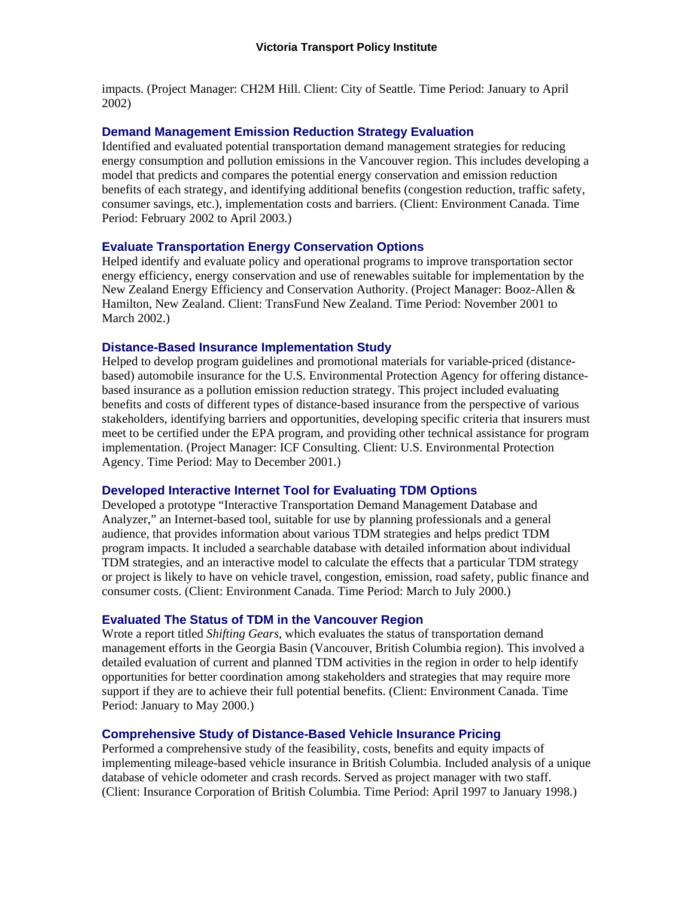impacts. (Project Manager: CH2M Hill. Client: City of Seattle. Time Period: January to April 2002)

### Demand Management Emission Reduction Strategy Evaluation

Identified and evaluated potential transportation demand management strategies for reducing energy consumption and pollution emissions in the Vancouver region. This includes developing a model that predicts and compares the potential energy conservation and emission reduction benefits of each strategy, and identifying additional benefits (congestion reduction, traffic safety, consumer savings, etc.), implementation costs and barriers. (Client: Environment Canada. Time Period: February 2002 to April 2003.)

### Evaluate Transportation Energy Conservation Options

Helped identify and evaluate policy and operational programs to improve transportation sector energy efficiency, energy conservation and use of renewables suitable for implementation by the New Zealand Energy Efficiency and Conservation Authority. (Project Manager: Booz-Allen & Hamilton, New Zealand. Client: TransFund New Zealand. Time Period: November 2001 to March 2002.)

### Distance-Based Insurance Implementation Study

Helped to develop program guidelines and promotional materials for variable-priced (distance-based) automobile insurance for the U.S. Environmental Protection Agency for offering distance-based insurance as a pollution emission reduction strategy. This project included evaluating benefits and costs of different types of distance-based insurance from the perspective of various stakeholders, identifying barriers and opportunities, developing specific criteria that insurers must meet to be certified under the EPA program, and providing other technical assistance for program implementation. (Project Manager: ICF Consulting. Client: U.S. Environmental Protection Agency. Time Period: May to December 2001.)

### Developed Interactive Internet Tool for Evaluating TDM Options

Developed a prototype "Interactive Transportation Demand Management Database and Analyzer," an Internet-based tool, suitable for use by planning professionals and a general audience, that provides information about various TDM strategies and helps predict TDM program impacts. It included a searchable database with detailed information about individual TDM strategies, and an interactive model to calculate the effects that a particular TDM strategy or project is likely to have on vehicle travel, congestion, emission, road safety, public finance and consumer costs. (Client: Environment Canada. Time Period: March to July 2000.)

### Evaluated The Status of TDM in the Vancouver Region

Wrote a report titled *Shifting Gears*, which evaluates the status of transportation demand management efforts in the Georgia Basin (Vancouver, British Columbia region). This involved a detailed evaluation of current and planned TDM activities in the region in order to help identify opportunities for better coordination among stakeholders and strategies that may require more support if they are to achieve their full potential benefits. (Client: Environment Canada. Time Period: January to May 2000.)

### Comprehensive Study of Distance-Based Vehicle Insurance Pricing

Performed a comprehensive study of the feasibility, costs, benefits and equity impacts of implementing mileage-based vehicle insurance in British Columbia. Included analysis of a unique database of vehicle odometer and crash records. Served as project manager with two staff. (Client: Insurance Corporation of British Columbia. Time Period: April 1997 to January 1998.)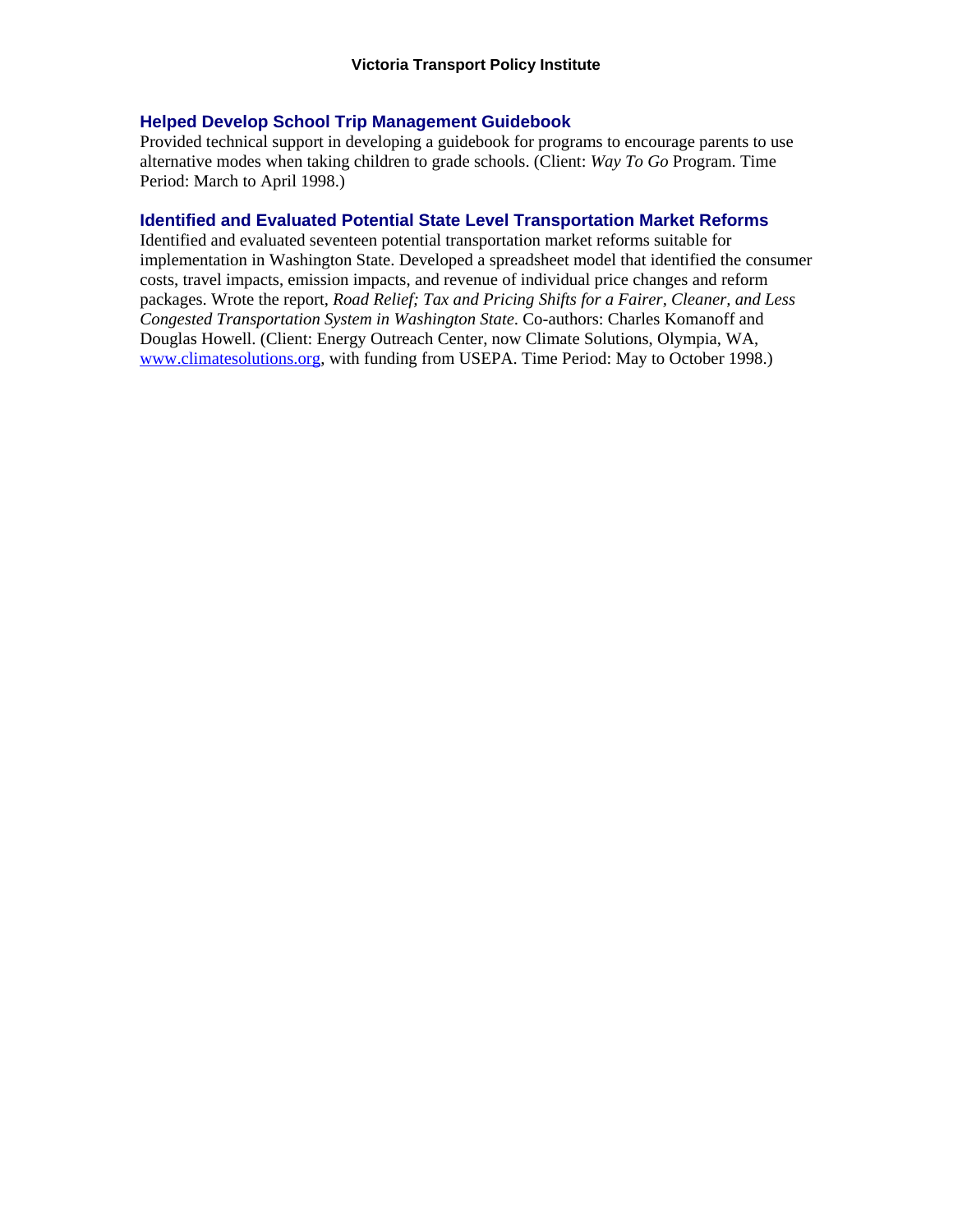### Helped Develop School Trip Management Guidebook

Provided technical support in developing a guidebook for programs to encourage parents to use alternative modes when taking children to grade schools. (Client: *Way To Go* Program. Time Period: March to April 1998.)

### Identified and Evaluated Potential State Level Transportation Market Reforms

Identified and evaluated seventeen potential transportation market reforms suitable for implementation in Washington State. Developed a spreadsheet model that identified the consumer costs, travel impacts, emission impacts, and revenue of individual price changes and reform packages. Wrote the report, *Road Relief; Tax and Pricing Shifts for a Fairer, Cleaner, and Less Congested Transportation System in Washington State*. Co-authors: Charles Komanoff and Douglas Howell. (Client: Energy Outreach Center, now Climate Solutions, Olympia, WA, [www.climatesolutions.org](http://www.climatesolutions.org), with funding from USEPA. Time Period: May to October 1998.)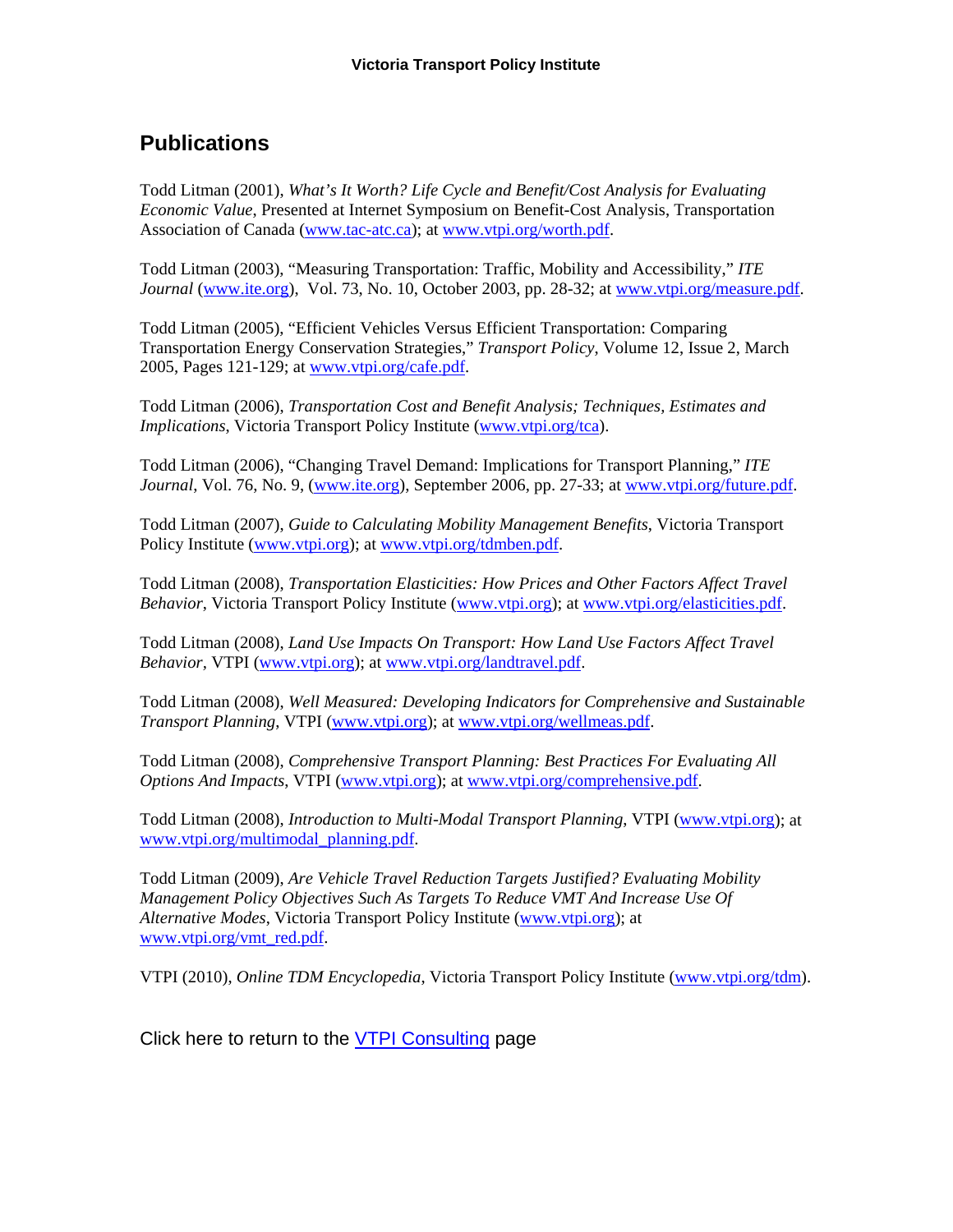## Publications

Todd Litman (2001), *What's It Worth? Life Cycle and Benefit/Cost Analysis for Evaluating Economic Value*, Presented at Internet Symposium on Benefit-Cost Analysis, Transportation Association of Canada (www.tac-atc.ca); at www.vtpi.org/worth.pdf.

Todd Litman (2003), "Measuring Transportation: Traffic, Mobility and Accessibility," *ITE Journal* (www.ite.org), Vol. 73, No. 10, October 2003, pp. 28-32; at www.vtpi.org/measure.pdf.

Todd Litman (2005), "Efficient Vehicles Versus Efficient Transportation: Comparing Transportation Energy Conservation Strategies," *Transport Policy*, Volume 12, Issue 2, March 2005, Pages 121-129; at www.vtpi.org/cafe.pdf.

Todd Litman (2006), *Transportation Cost and Benefit Analysis; Techniques, Estimates and Implications*, Victoria Transport Policy Institute (www.vtpi.org/tca).

Todd Litman (2006), "Changing Travel Demand: Implications for Transport Planning," *ITE Journal*, Vol. 76, No. 9, (www.ite.org), September 2006, pp. 27-33; at www.vtpi.org/future.pdf.

Todd Litman (2007), *Guide to Calculating Mobility Management Benefits*, Victoria Transport Policy Institute (www.vtpi.org); at www.vtpi.org/tdmben.pdf.

Todd Litman (2008), *Transportation Elasticities: How Prices and Other Factors Affect Travel Behavior*, Victoria Transport Policy Institute (www.vtpi.org); at www.vtpi.org/elasticities.pdf.

Todd Litman (2008), *Land Use Impacts On Transport: How Land Use Factors Affect Travel Behavior*, VTPI (www.vtpi.org); at www.vtpi.org/landtravel.pdf.

Todd Litman (2008), *Well Measured: Developing Indicators for Comprehensive and Sustainable Transport Planning*, VTPI (www.vtpi.org); at www.vtpi.org/wellmeas.pdf.

Todd Litman (2008), *Comprehensive Transport Planning: Best Practices For Evaluating All Options And Impacts*, VTPI (www.vtpi.org); at www.vtpi.org/comprehensive.pdf.

Todd Litman (2008), *Introduction to Multi-Modal Transport Planning*, VTPI (www.vtpi.org); at www.vtpi.org/multimodal_planning.pdf.

Todd Litman (2009), *Are Vehicle Travel Reduction Targets Justified? Evaluating Mobility Management Policy Objectives Such As Targets To Reduce VMT And Increase Use Of Alternative Modes*, Victoria Transport Policy Institute (www.vtpi.org); at www.vtpi.org/vmt_red.pdf.

VTPI (2010), *Online TDM Encyclopedia*, Victoria Transport Policy Institute (www.vtpi.org/tdm).

Click here to return to the VTPI Consulting page